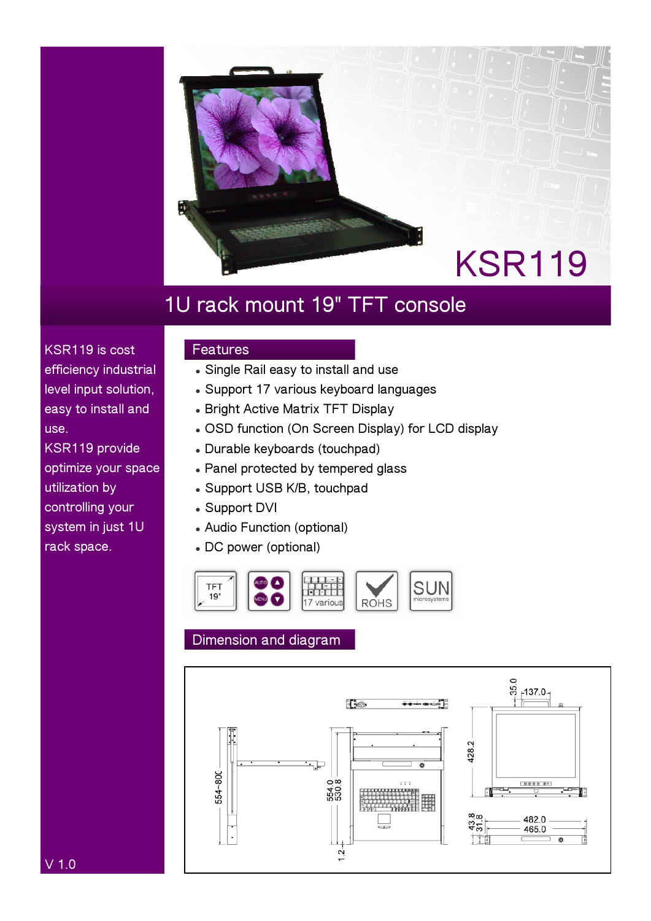# KSR119

## 1U rack mount 19" TFT console

KSR119 is cost efficiency industrial level input solution, easy to install and use.
KSR119 provide optimize your space utilization by controlling your system in just 1U rack space.

## Features

- Single Rail easy to install and use
- Support 17 various keyboard languages
- Bright Active Matrix TFT Display
- OSD function (On Screen Display) for LCD display
- Durable keyboards (touchpad)
- Panel protected by tempered glass
- Support USB K/B, touchpad
- Support DVI
- Audio Function (optional)
- DC power (optional)

TFT 19" | AUTO MENU | 17 various | ROHS | SUN microsystems

## Dimension and diagram

554~800 | 554.0 | 530.8 | 1.2 | 35.0 | 137.0 | 428.2 | 43.8 | 31.8 | 482.0 | 465.0

V 1.0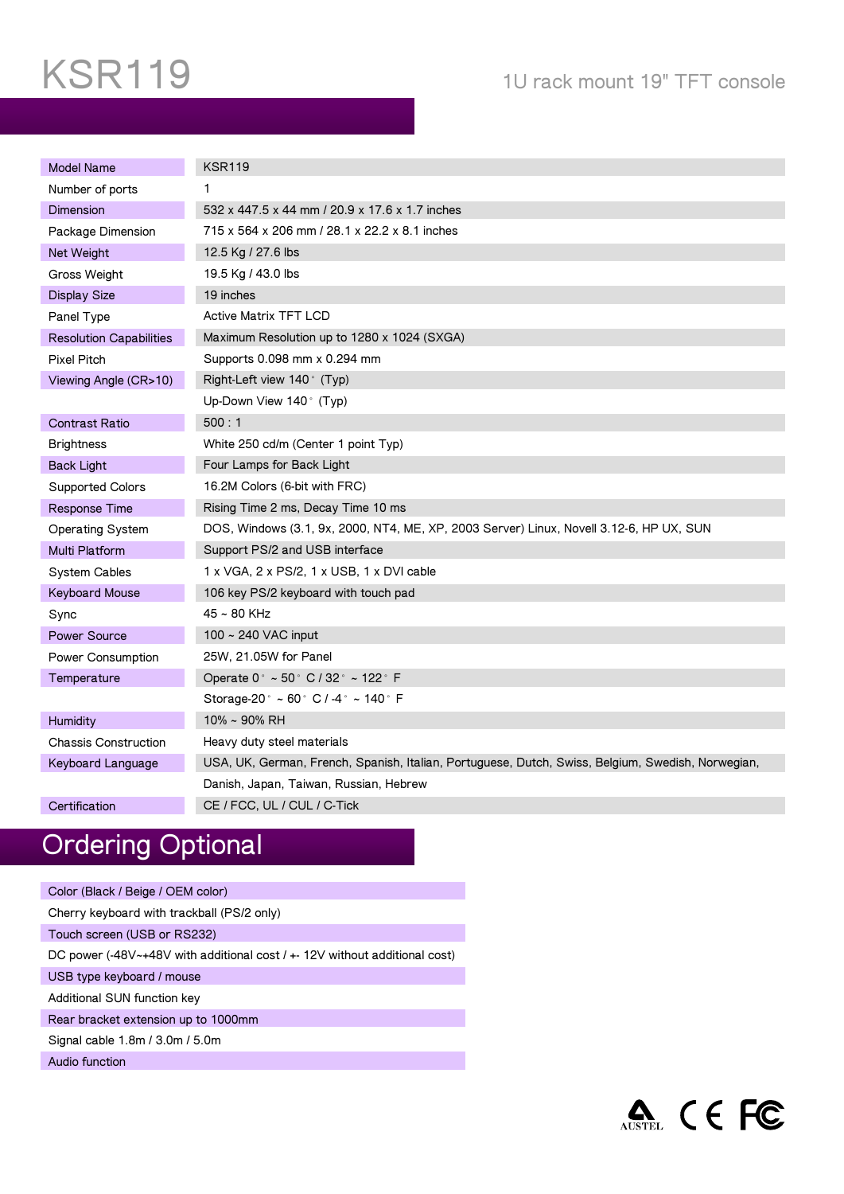# KSR119

1U rack mount 19" TFT console

| | |
|---|---|
| Model Name | KSR119 |
| Number of ports | 1 |
| Dimension | 532 x 447.5 x 44 mm / 20.9 x 17.6 x 1.7 inches |
| Package Dimension | 715 x 564 x 206 mm / 28.1 x 22.2 x 8.1 inches |
| Net Weight | 12.5 Kg / 27.6 lbs |
| Gross Weight | 19.5 Kg / 43.0 lbs |
| Display Size | 19 inches |
| Panel Type | Active Matrix TFT LCD |
| Resolution Capabilities | Maximum Resolution up to 1280 x 1024 (SXGA) |
| Pixel Pitch | Supports 0.098 mm x 0.294 mm |
| Viewing Angle (CR>10) | Right-Left view 140° (Typ)<br>Up-Down View 140° (Typ) |
| Contrast Ratio | 500 : 1 |
| Brightness | White 250 cd/m (Center 1 point Typ) |
| Back Light | Four Lamps for Back Light |
| Supported Colors | 16.2M Colors (6-bit with FRC) |
| Response Time | Rising Time 2 ms, Decay Time 10 ms |
| Operating System | DOS, Windows (3.1, 9x, 2000, NT4, ME, XP, 2003 Server) Linux, Novell 3.12-6, HP UX, SUN |
| Multi Platform | Support PS/2 and USB interface |
| System Cables | 1 x VGA, 2 x PS/2, 1 x USB, 1 x DVI cable |
| Keyboard Mouse | 106 key PS/2 keyboard with touch pad |
| Sync | 45 ~ 80 KHz |
| Power Source | 100 ~ 240 VAC input |
| Power Consumption | 25W, 21.05W for Panel |
| Temperature | Operate 0° ~ 50° C / 32° ~ 122° F<br>Storage-20° ~ 60° C / -4° ~ 140° F |
| Humidity | 10% ~ 90% RH |
| Chassis Construction | Heavy duty steel materials |
| Keyboard Language | USA, UK, German, French, Spanish, Italian, Portuguese, Dutch, Swiss, Belgium, Swedish, Norwegian, Danish, Japan, Taiwan, Russian, Hebrew |
| Certification | CE / FCC, UL / CUL / C-Tick |

## Ordering Optional

- Color (Black / Beige / OEM color)
- Cherry keyboard with trackball (PS/2 only)
- Touch screen (USB or RS232)
- DC power (-48V~+48V with additional cost / +- 12V without additional cost)
- USB type keyboard / mouse
- Additional SUN function key
- Rear bracket extension up to 1000mm
- Signal cable 1.8m / 3.0m / 5.0m
- Audio function

AUSTEL CE FC